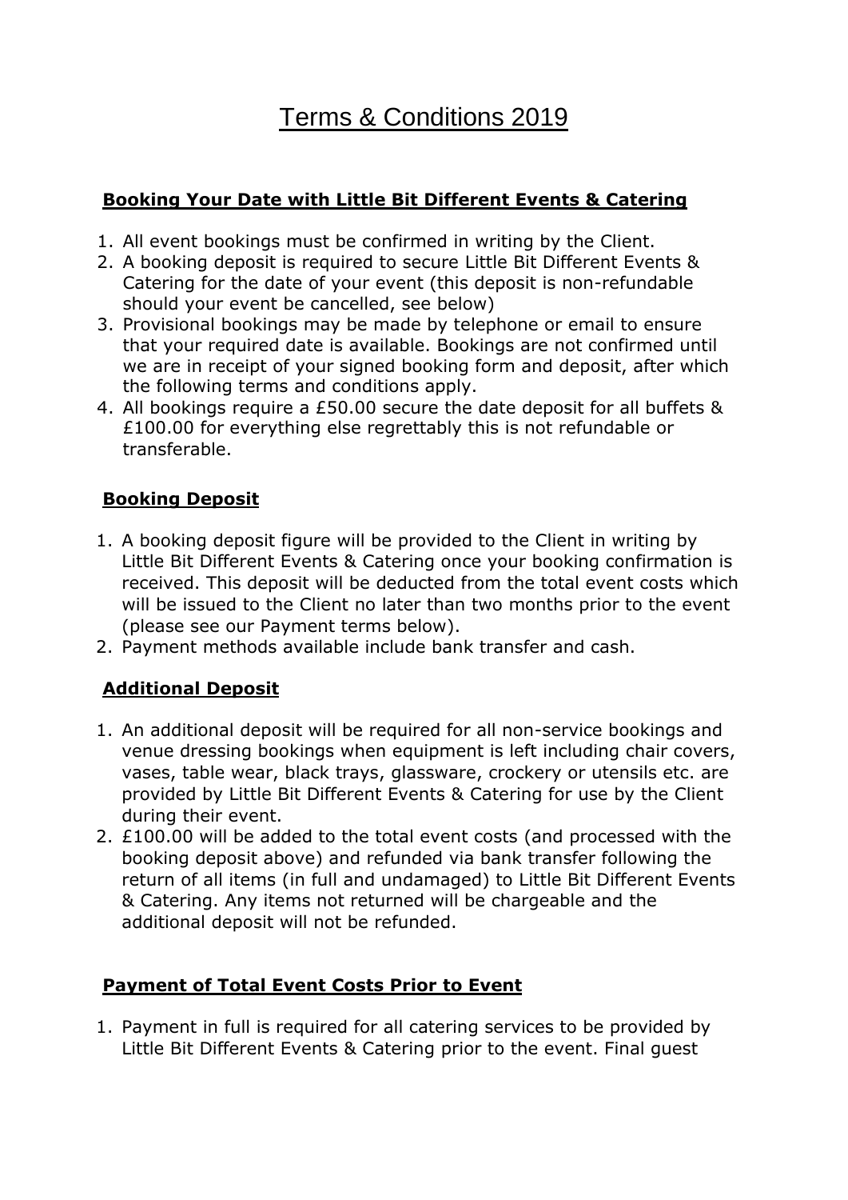# Terms & Conditions 2019

## Booking Your Date with Little Bit Different Events & Catering

1. All event bookings must be confirmed in writing by the Client.
2. A booking deposit is required to secure Little Bit Different Events & Catering for the date of your event (this deposit is non-refundable should your event be cancelled, see below)
3. Provisional bookings may be made by telephone or email to ensure that your required date is available. Bookings are not confirmed until we are in receipt of your signed booking form and deposit, after which the following terms and conditions apply.
4. All bookings require a £50.00 secure the date deposit for all buffets & £100.00 for everything else regrettably this is not refundable or transferable.

## Booking Deposit

1. A booking deposit figure will be provided to the Client in writing by Little Bit Different Events & Catering once your booking confirmation is received. This deposit will be deducted from the total event costs which will be issued to the Client no later than two months prior to the event (please see our Payment terms below).
2. Payment methods available include bank transfer and cash.

## Additional Deposit

1. An additional deposit will be required for all non-service bookings and venue dressing bookings when equipment is left including chair covers, vases, table wear, black trays, glassware, crockery or utensils etc. are provided by Little Bit Different Events & Catering for use by the Client during their event.
2. £100.00 will be added to the total event costs (and processed with the booking deposit above) and refunded via bank transfer following the return of all items (in full and undamaged) to Little Bit Different Events & Catering. Any items not returned will be chargeable and the additional deposit will not be refunded.

## Payment of Total Event Costs Prior to Event

1. Payment in full is required for all catering services to be provided by Little Bit Different Events & Catering prior to the event. Final guest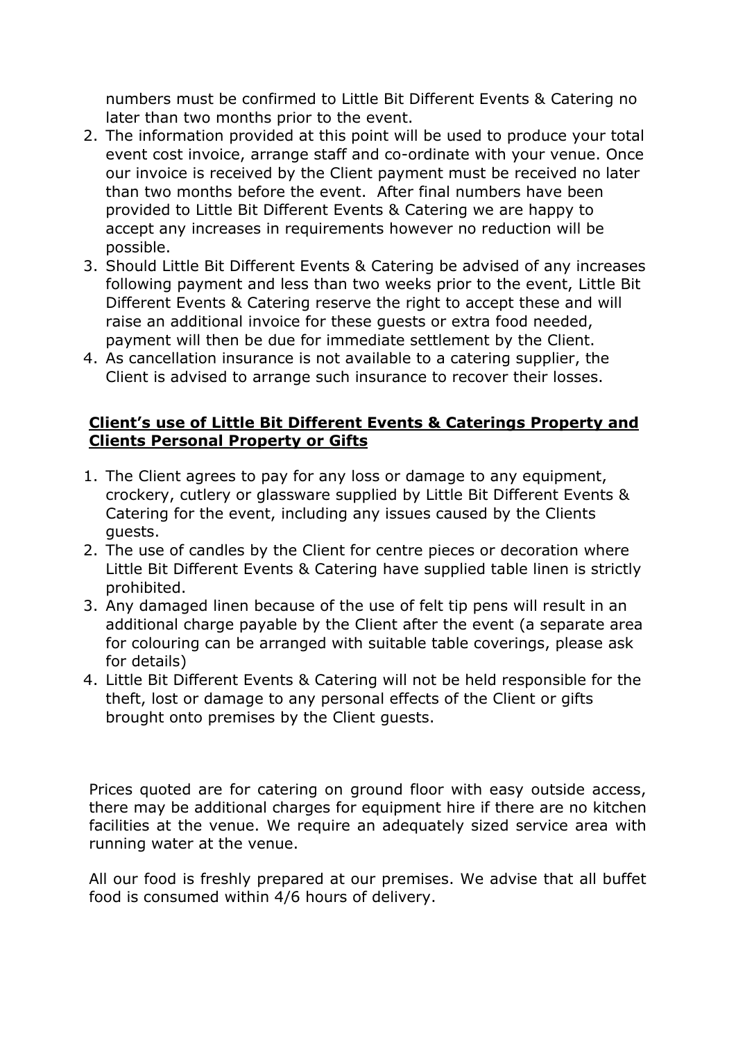numbers must be confirmed to Little Bit Different Events & Catering no later than two months prior to the event.

2. The information provided at this point will be used to produce your total event cost invoice, arrange staff and co-ordinate with your venue. Once our invoice is received by the Client payment must be received no later than two months before the event. After final numbers have been provided to Little Bit Different Events & Catering we are happy to accept any increases in requirements however no reduction will be possible.
3. Should Little Bit Different Events & Catering be advised of any increases following payment and less than two weeks prior to the event, Little Bit Different Events & Catering reserve the right to accept these and will raise an additional invoice for these guests or extra food needed, payment will then be due for immediate settlement by the Client.
4. As cancellation insurance is not available to a catering supplier, the Client is advised to arrange such insurance to recover their losses.

**Client's use of Little Bit Different Events & Caterings Property and Clients Personal Property or Gifts**

1. The Client agrees to pay for any loss or damage to any equipment, crockery, cutlery or glassware supplied by Little Bit Different Events & Catering for the event, including any issues caused by the Clients guests.
2. The use of candles by the Client for centre pieces or decoration where Little Bit Different Events & Catering have supplied table linen is strictly prohibited.
3. Any damaged linen because of the use of felt tip pens will result in an additional charge payable by the Client after the event (a separate area for colouring can be arranged with suitable table coverings, please ask for details)
4. Little Bit Different Events & Catering will not be held responsible for the theft, lost or damage to any personal effects of the Client or gifts brought onto premises by the Client guests.

Prices quoted are for catering on ground floor with easy outside access, there may be additional charges for equipment hire if there are no kitchen facilities at the venue. We require an adequately sized service area with running water at the venue.

All our food is freshly prepared at our premises. We advise that all buffet food is consumed within 4/6 hours of delivery.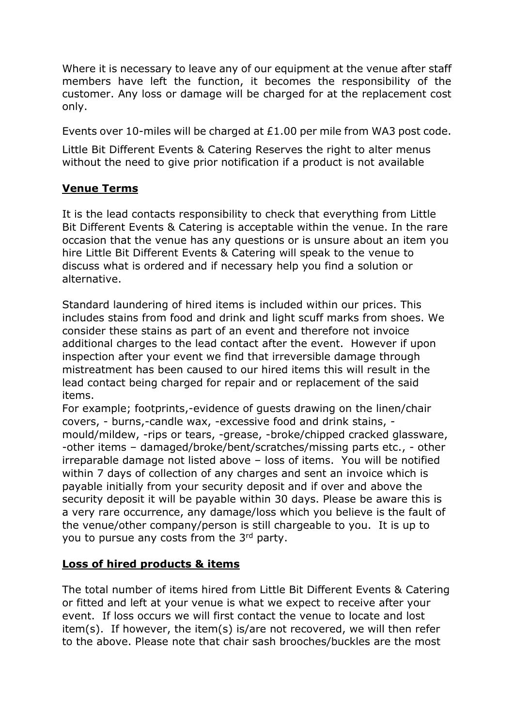Where it is necessary to leave any of our equipment at the venue after staff members have left the function, it becomes the responsibility of the customer. Any loss or damage will be charged for at the replacement cost only.

Events over 10-miles will be charged at £1.00 per mile from WA3 post code.

Little Bit Different Events & Catering Reserves the right to alter menus without the need to give prior notification if a product is not available

## **Venue Terms**

It is the lead contacts responsibility to check that everything from Little Bit Different Events & Catering is acceptable within the venue. In the rare occasion that the venue has any questions or is unsure about an item you hire Little Bit Different Events & Catering will speak to the venue to discuss what is ordered and if necessary help you find a solution or alternative.

Standard laundering of hired items is included within our prices. This includes stains from food and drink and light scuff marks from shoes. We consider these stains as part of an event and therefore not invoice additional charges to the lead contact after the event. However if upon inspection after your event we find that irreversible damage through mistreatment has been caused to our hired items this will result in the lead contact being charged for repair and or replacement of the said items.
For example; footprints,-evidence of guests drawing on the linen/chair covers, - burns,-candle wax, -excessive food and drink stains, -mould/mildew, -rips or tears, -grease, -broke/chipped cracked glassware, -other items – damaged/broke/bent/scratches/missing parts etc., - other irreparable damage not listed above – loss of items. You will be notified within 7 days of collection of any charges and sent an invoice which is payable initially from your security deposit and if over and above the security deposit it will be payable within 30 days. Please be aware this is a very rare occurrence, any damage/loss which you believe is the fault of the venue/other company/person is still chargeable to you. It is up to you to pursue any costs from the 3rd party.

## **Loss of hired products & items**

The total number of items hired from Little Bit Different Events & Catering or fitted and left at your venue is what we expect to receive after your event. If loss occurs we will first contact the venue to locate and lost item(s). If however, the item(s) is/are not recovered, we will then refer to the above. Please note that chair sash brooches/buckles are the most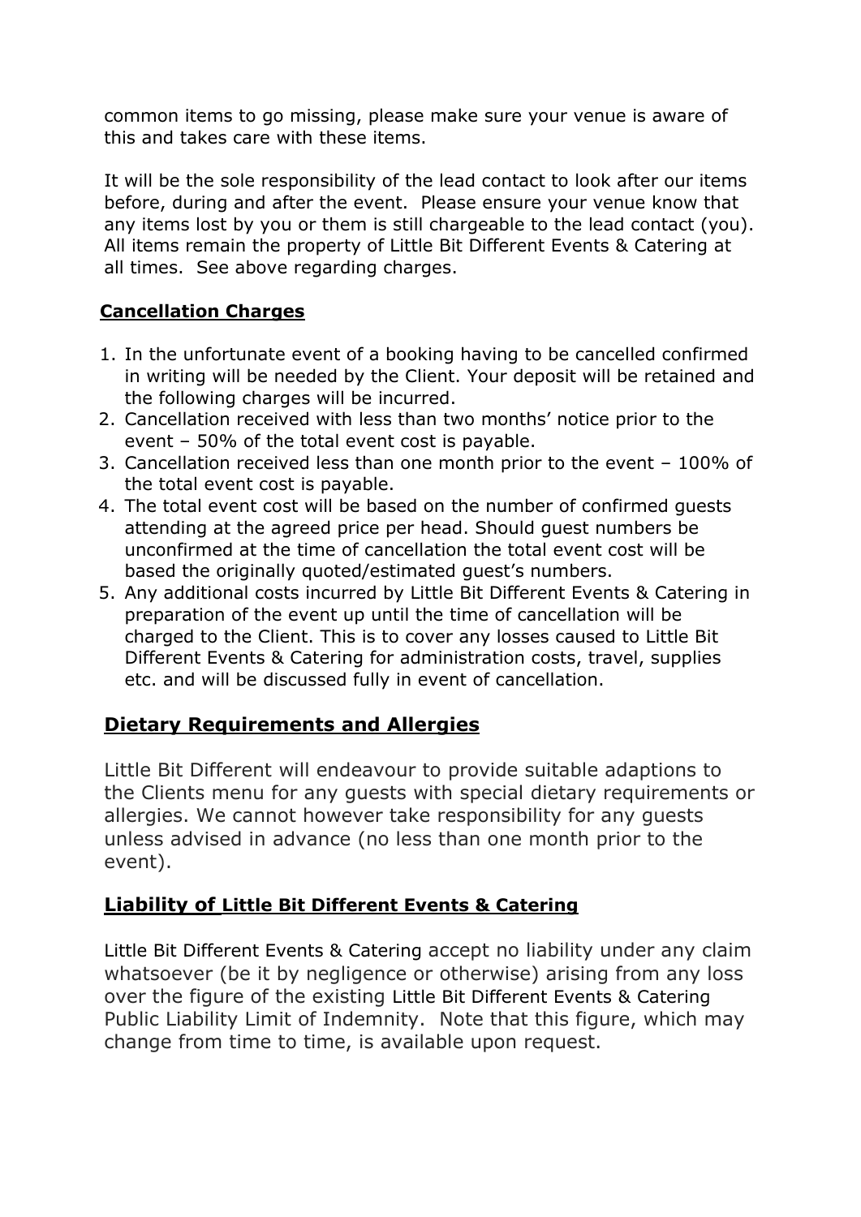common items to go missing, please make sure your venue is aware of this and takes care with these items.

It will be the sole responsibility of the lead contact to look after our items before, during and after the event. Please ensure your venue know that any items lost by you or them is still chargeable to the lead contact (you). All items remain the property of Little Bit Different Events & Catering at all times. See above regarding charges.

## **Cancellation Charges**

1. In the unfortunate event of a booking having to be cancelled confirmed in writing will be needed by the Client. Your deposit will be retained and the following charges will be incurred.
2. Cancellation received with less than two months' notice prior to the event – 50% of the total event cost is payable.
3. Cancellation received less than one month prior to the event – 100% of the total event cost is payable.
4. The total event cost will be based on the number of confirmed guests attending at the agreed price per head. Should guest numbers be unconfirmed at the time of cancellation the total event cost will be based the originally quoted/estimated guest's numbers.
5. Any additional costs incurred by Little Bit Different Events & Catering in preparation of the event up until the time of cancellation will be charged to the Client. This is to cover any losses caused to Little Bit Different Events & Catering for administration costs, travel, supplies etc. and will be discussed fully in event of cancellation.

## **Dietary Requirements and Allergies**

Little Bit Different will endeavour to provide suitable adaptions to the Clients menu for any guests with special dietary requirements or allergies. We cannot however take responsibility for any guests unless advised in advance (no less than one month prior to the event).

## **Liability of Little Bit Different Events & Catering**

Little Bit Different Events & Catering accept no liability under any claim whatsoever (be it by negligence or otherwise) arising from any loss over the figure of the existing Little Bit Different Events & Catering Public Liability Limit of Indemnity. Note that this figure, which may change from time to time, is available upon request.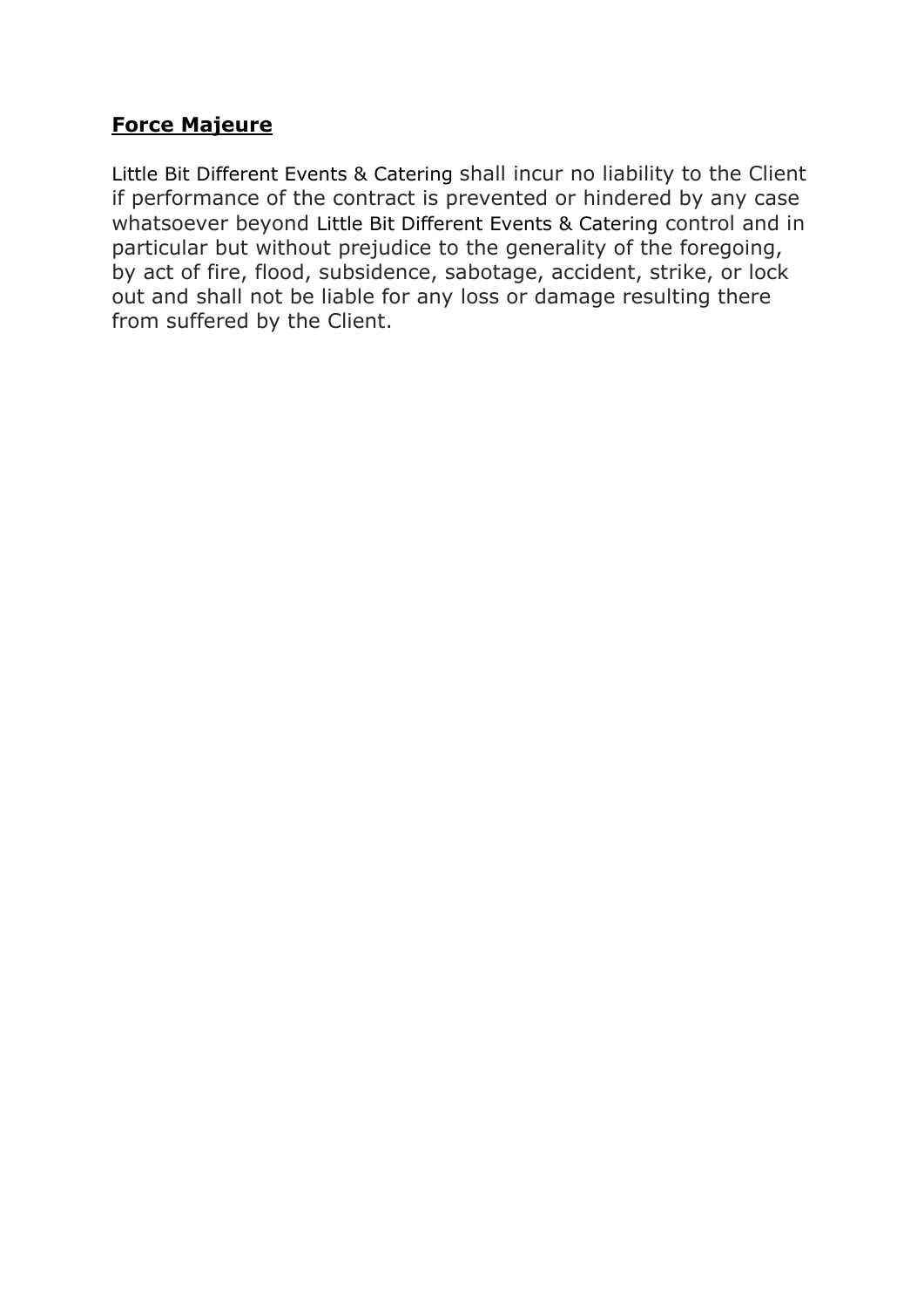## **Force Majeure**

Little Bit Different Events & Catering shall incur no liability to the Client if performance of the contract is prevented or hindered by any case whatsoever beyond Little Bit Different Events & Catering control and in particular but without prejudice to the generality of the foregoing, by act of fire, flood, subsidence, sabotage, accident, strike, or lock out and shall not be liable for any loss or damage resulting there from suffered by the Client.